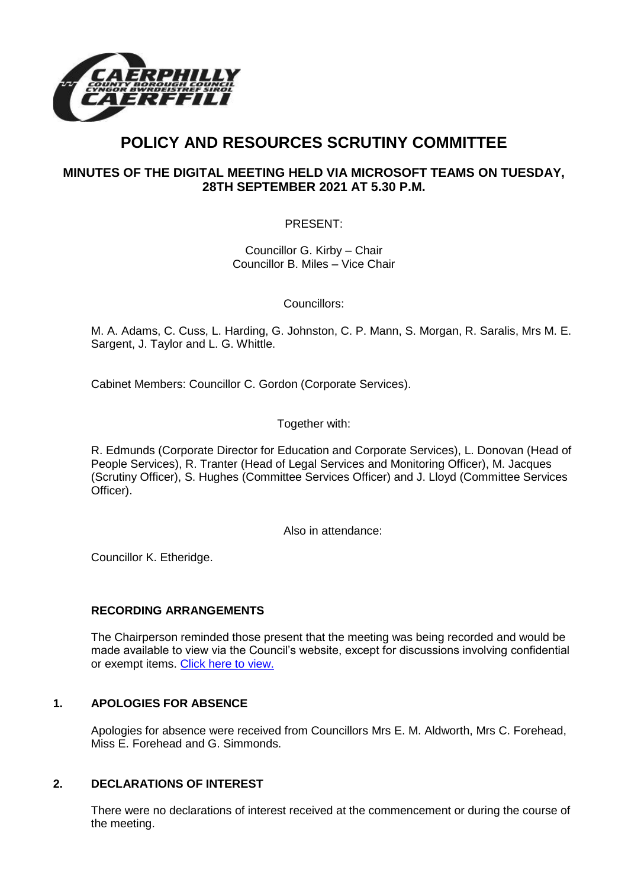# POLICY AND RESOURCES SCRUTINY COMMITTEE

## MINUTES OF THE DIGITAL MEETING HELD VIA MICROSOFT TEAMS ON TUESDAY, 28TH SEPTEMBER 2021 AT 5.30 P.M.

PRESENT:

Councillor G. Kirby – Chair
Councillor B. Miles – Vice Chair

Councillors:

M. A. Adams, C. Cuss, L. Harding, G. Johnston, C. P. Mann, S. Morgan, R. Saralis, Mrs M. E. Sargent, J. Taylor and L. G. Whittle.

Cabinet Members: Councillor C. Gordon (Corporate Services).

Together with:

R. Edmunds (Corporate Director for Education and Corporate Services), L. Donovan (Head of People Services), R. Tranter (Head of Legal Services and Monitoring Officer), M. Jacques (Scrutiny Officer), S. Hughes (Committee Services Officer) and J. Lloyd (Committee Services Officer).

Also in attendance:

Councillor K. Etheridge.

### RECORDING ARRANGEMENTS

The Chairperson reminded those present that the meeting was being recorded and would be made available to view via the Council's website, except for discussions involving confidential or exempt items. Click here to view.

### 1. APOLOGIES FOR ABSENCE

Apologies for absence were received from Councillors Mrs E. M. Aldworth, Mrs C. Forehead, Miss E. Forehead and G. Simmonds.

### 2. DECLARATIONS OF INTEREST

There were no declarations of interest received at the commencement or during the course of the meeting.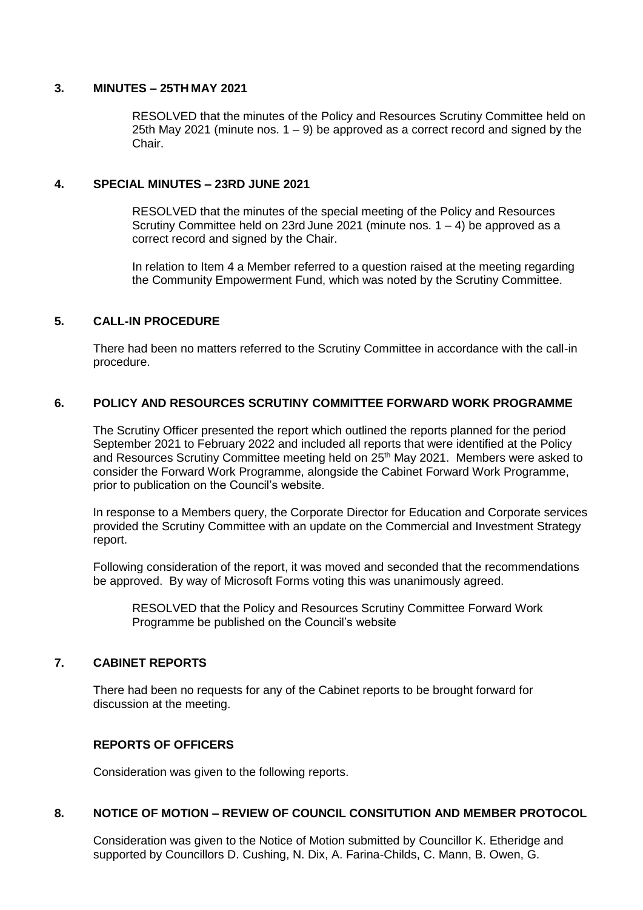### 3. MINUTES – 25TH MAY 2021

RESOLVED that the minutes of the Policy and Resources Scrutiny Committee held on 25th May 2021 (minute nos. 1 – 9) be approved as a correct record and signed by the Chair.

### 4. SPECIAL MINUTES – 23RD JUNE 2021

RESOLVED that the minutes of the special meeting of the Policy and Resources Scrutiny Committee held on 23rd June 2021 (minute nos. 1 – 4) be approved as a correct record and signed by the Chair.

In relation to Item 4 a Member referred to a question raised at the meeting regarding the Community Empowerment Fund, which was noted by the Scrutiny Committee.

### 5. CALL-IN PROCEDURE

There had been no matters referred to the Scrutiny Committee in accordance with the call-in procedure.

### 6. POLICY AND RESOURCES SCRUTINY COMMITTEE FORWARD WORK PROGRAMME

The Scrutiny Officer presented the report which outlined the reports planned for the period September 2021 to February 2022 and included all reports that were identified at the Policy and Resources Scrutiny Committee meeting held on 25th May 2021. Members were asked to consider the Forward Work Programme, alongside the Cabinet Forward Work Programme, prior to publication on the Council's website.

In response to a Members query, the Corporate Director for Education and Corporate services provided the Scrutiny Committee with an update on the Commercial and Investment Strategy report.

Following consideration of the report, it was moved and seconded that the recommendations be approved. By way of Microsoft Forms voting this was unanimously agreed.

RESOLVED that the Policy and Resources Scrutiny Committee Forward Work Programme be published on the Council's website

### 7. CABINET REPORTS

There had been no requests for any of the Cabinet reports to be brought forward for discussion at the meeting.

### REPORTS OF OFFICERS

Consideration was given to the following reports.

### 8. NOTICE OF MOTION – REVIEW OF COUNCIL CONSITUTION AND MEMBER PROTOCOL

Consideration was given to the Notice of Motion submitted by Councillor K. Etheridge and supported by Councillors D. Cushing, N. Dix, A. Farina-Childs, C. Mann, B. Owen, G.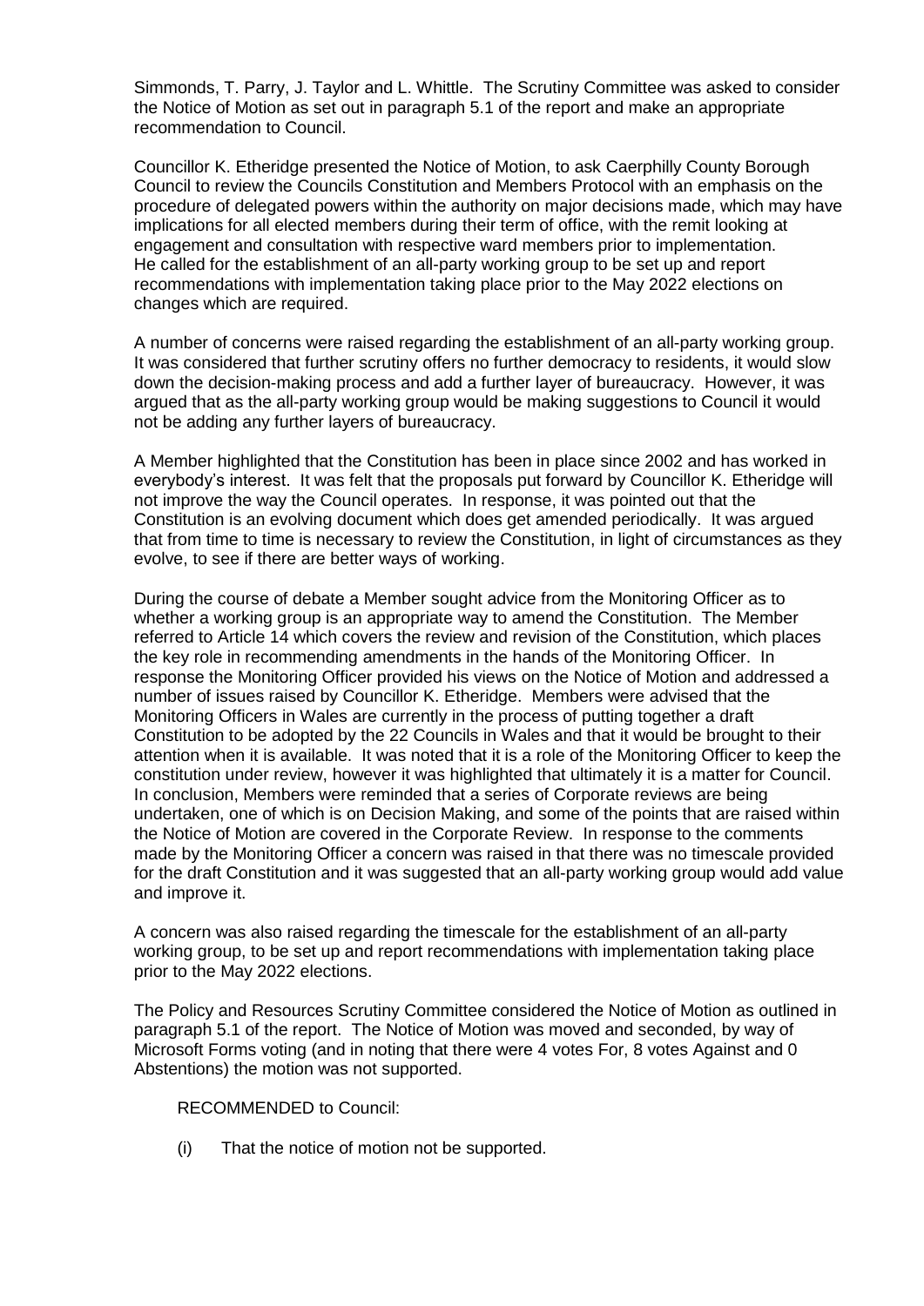Simmonds, T. Parry, J. Taylor and L. Whittle. The Scrutiny Committee was asked to consider the Notice of Motion as set out in paragraph 5.1 of the report and make an appropriate recommendation to Council.

Councillor K. Etheridge presented the Notice of Motion, to ask Caerphilly County Borough Council to review the Councils Constitution and Members Protocol with an emphasis on the procedure of delegated powers within the authority on major decisions made, which may have implications for all elected members during their term of office, with the remit looking at engagement and consultation with respective ward members prior to implementation. He called for the establishment of an all-party working group to be set up and report recommendations with implementation taking place prior to the May 2022 elections on changes which are required.

A number of concerns were raised regarding the establishment of an all-party working group. It was considered that further scrutiny offers no further democracy to residents, it would slow down the decision-making process and add a further layer of bureaucracy. However, it was argued that as the all-party working group would be making suggestions to Council it would not be adding any further layers of bureaucracy.

A Member highlighted that the Constitution has been in place since 2002 and has worked in everybody's interest. It was felt that the proposals put forward by Councillor K. Etheridge will not improve the way the Council operates. In response, it was pointed out that the Constitution is an evolving document which does get amended periodically. It was argued that from time to time is necessary to review the Constitution, in light of circumstances as they evolve, to see if there are better ways of working.

During the course of debate a Member sought advice from the Monitoring Officer as to whether a working group is an appropriate way to amend the Constitution. The Member referred to Article 14 which covers the review and revision of the Constitution, which places the key role in recommending amendments in the hands of the Monitoring Officer. In response the Monitoring Officer provided his views on the Notice of Motion and addressed a number of issues raised by Councillor K. Etheridge. Members were advised that the Monitoring Officers in Wales are currently in the process of putting together a draft Constitution to be adopted by the 22 Councils in Wales and that it would be brought to their attention when it is available. It was noted that it is a role of the Monitoring Officer to keep the constitution under review, however it was highlighted that ultimately it is a matter for Council. In conclusion, Members were reminded that a series of Corporate reviews are being undertaken, one of which is on Decision Making, and some of the points that are raised within the Notice of Motion are covered in the Corporate Review. In response to the comments made by the Monitoring Officer a concern was raised in that there was no timescale provided for the draft Constitution and it was suggested that an all-party working group would add value and improve it.

A concern was also raised regarding the timescale for the establishment of an all-party working group, to be set up and report recommendations with implementation taking place prior to the May 2022 elections.

The Policy and Resources Scrutiny Committee considered the Notice of Motion as outlined in paragraph 5.1 of the report. The Notice of Motion was moved and seconded, by way of Microsoft Forms voting (and in noting that there were 4 votes For, 8 votes Against and 0 Abstentions) the motion was not supported.

RECOMMENDED to Council:

(i) That the notice of motion not be supported.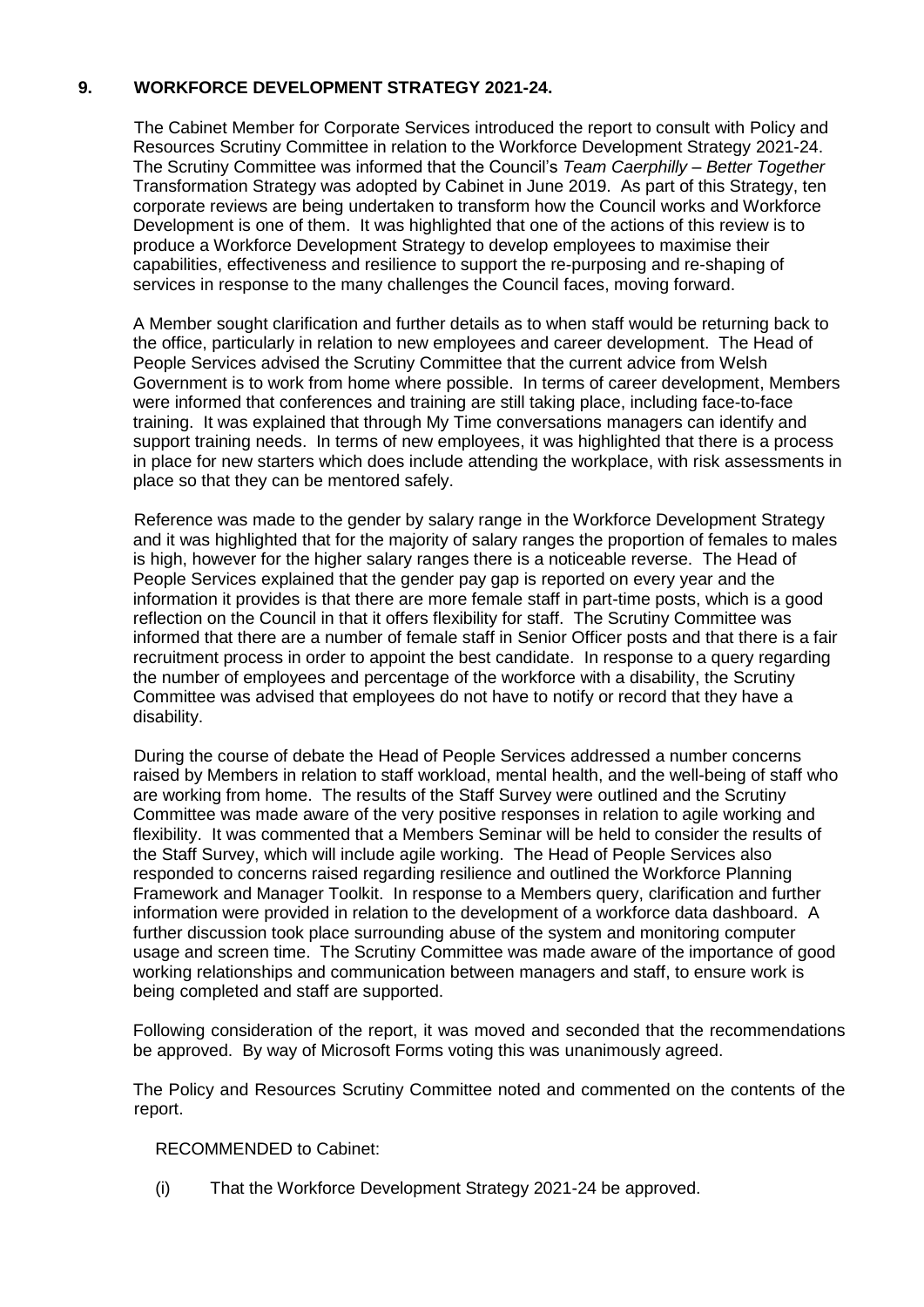## 9. WORKFORCE DEVELOPMENT STRATEGY 2021-24.

The Cabinet Member for Corporate Services introduced the report to consult with Policy and Resources Scrutiny Committee in relation to the Workforce Development Strategy 2021-24. The Scrutiny Committee was informed that the Council's *Team Caerphilly – Better Together* Transformation Strategy was adopted by Cabinet in June 2019. As part of this Strategy, ten corporate reviews are being undertaken to transform how the Council works and Workforce Development is one of them. It was highlighted that one of the actions of this review is to produce a Workforce Development Strategy to develop employees to maximise their capabilities, effectiveness and resilience to support the re-purposing and re-shaping of services in response to the many challenges the Council faces, moving forward.

A Member sought clarification and further details as to when staff would be returning back to the office, particularly in relation to new employees and career development. The Head of People Services advised the Scrutiny Committee that the current advice from Welsh Government is to work from home where possible. In terms of career development, Members were informed that conferences and training are still taking place, including face-to-face training. It was explained that through My Time conversations managers can identify and support training needs. In terms of new employees, it was highlighted that there is a process in place for new starters which does include attending the workplace, with risk assessments in place so that they can be mentored safely.

Reference was made to the gender by salary range in the Workforce Development Strategy and it was highlighted that for the majority of salary ranges the proportion of females to males is high, however for the higher salary ranges there is a noticeable reverse. The Head of People Services explained that the gender pay gap is reported on every year and the information it provides is that there are more female staff in part-time posts, which is a good reflection on the Council in that it offers flexibility for staff. The Scrutiny Committee was informed that there are a number of female staff in Senior Officer posts and that there is a fair recruitment process in order to appoint the best candidate. In response to a query regarding the number of employees and percentage of the workforce with a disability, the Scrutiny Committee was advised that employees do not have to notify or record that they have a disability.

During the course of debate the Head of People Services addressed a number concerns raised by Members in relation to staff workload, mental health, and the well-being of staff who are working from home. The results of the Staff Survey were outlined and the Scrutiny Committee was made aware of the very positive responses in relation to agile working and flexibility. It was commented that a Members Seminar will be held to consider the results of the Staff Survey, which will include agile working. The Head of People Services also responded to concerns raised regarding resilience and outlined the Workforce Planning Framework and Manager Toolkit. In response to a Members query, clarification and further information were provided in relation to the development of a workforce data dashboard. A further discussion took place surrounding abuse of the system and monitoring computer usage and screen time. The Scrutiny Committee was made aware of the importance of good working relationships and communication between managers and staff, to ensure work is being completed and staff are supported.

Following consideration of the report, it was moved and seconded that the recommendations be approved. By way of Microsoft Forms voting this was unanimously agreed.

The Policy and Resources Scrutiny Committee noted and commented on the contents of the report.

RECOMMENDED to Cabinet:

(i) That the Workforce Development Strategy 2021-24 be approved.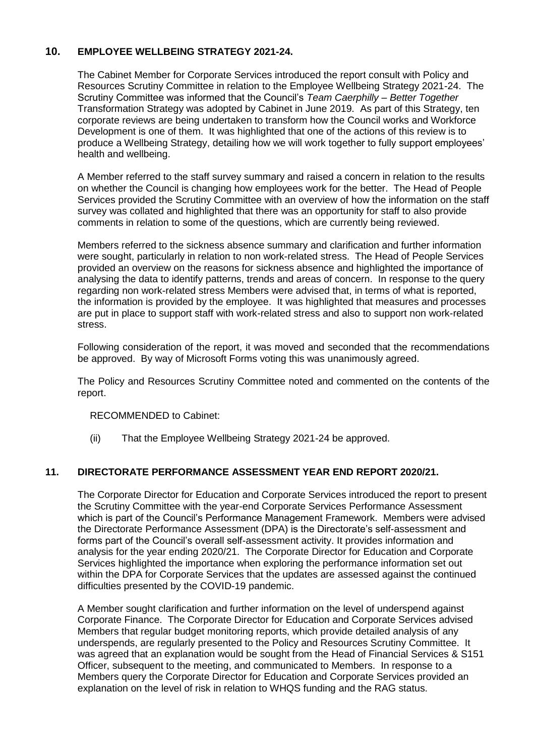## 10. EMPLOYEE WELLBEING STRATEGY 2021-24.

The Cabinet Member for Corporate Services introduced the report consult with Policy and Resources Scrutiny Committee in relation to the Employee Wellbeing Strategy 2021-24. The Scrutiny Committee was informed that the Council's *Team Caerphilly – Better Together* Transformation Strategy was adopted by Cabinet in June 2019. As part of this Strategy, ten corporate reviews are being undertaken to transform how the Council works and Workforce Development is one of them. It was highlighted that one of the actions of this review is to produce a Wellbeing Strategy, detailing how we will work together to fully support employees' health and wellbeing.

A Member referred to the staff survey summary and raised a concern in relation to the results on whether the Council is changing how employees work for the better. The Head of People Services provided the Scrutiny Committee with an overview of how the information on the staff survey was collated and highlighted that there was an opportunity for staff to also provide comments in relation to some of the questions, which are currently being reviewed.

Members referred to the sickness absence summary and clarification and further information were sought, particularly in relation to non work-related stress. The Head of People Services provided an overview on the reasons for sickness absence and highlighted the importance of analysing the data to identify patterns, trends and areas of concern. In response to the query regarding non work-related stress Members were advised that, in terms of what is reported, the information is provided by the employee. It was highlighted that measures and processes are put in place to support staff with work-related stress and also to support non work-related stress.

Following consideration of the report, it was moved and seconded that the recommendations be approved. By way of Microsoft Forms voting this was unanimously agreed.

The Policy and Resources Scrutiny Committee noted and commented on the contents of the report.

RECOMMENDED to Cabinet:

(ii) That the Employee Wellbeing Strategy 2021-24 be approved.

## 11. DIRECTORATE PERFORMANCE ASSESSMENT YEAR END REPORT 2020/21.

The Corporate Director for Education and Corporate Services introduced the report to present the Scrutiny Committee with the year-end Corporate Services Performance Assessment which is part of the Council's Performance Management Framework. Members were advised the Directorate Performance Assessment (DPA) is the Directorate's self-assessment and forms part of the Council's overall self-assessment activity. It provides information and analysis for the year ending 2020/21. The Corporate Director for Education and Corporate Services highlighted the importance when exploring the performance information set out within the DPA for Corporate Services that the updates are assessed against the continued difficulties presented by the COVID-19 pandemic.

A Member sought clarification and further information on the level of underspend against Corporate Finance. The Corporate Director for Education and Corporate Services advised Members that regular budget monitoring reports, which provide detailed analysis of any underspends, are regularly presented to the Policy and Resources Scrutiny Committee. It was agreed that an explanation would be sought from the Head of Financial Services & S151 Officer, subsequent to the meeting, and communicated to Members. In response to a Members query the Corporate Director for Education and Corporate Services provided an explanation on the level of risk in relation to WHQS funding and the RAG status.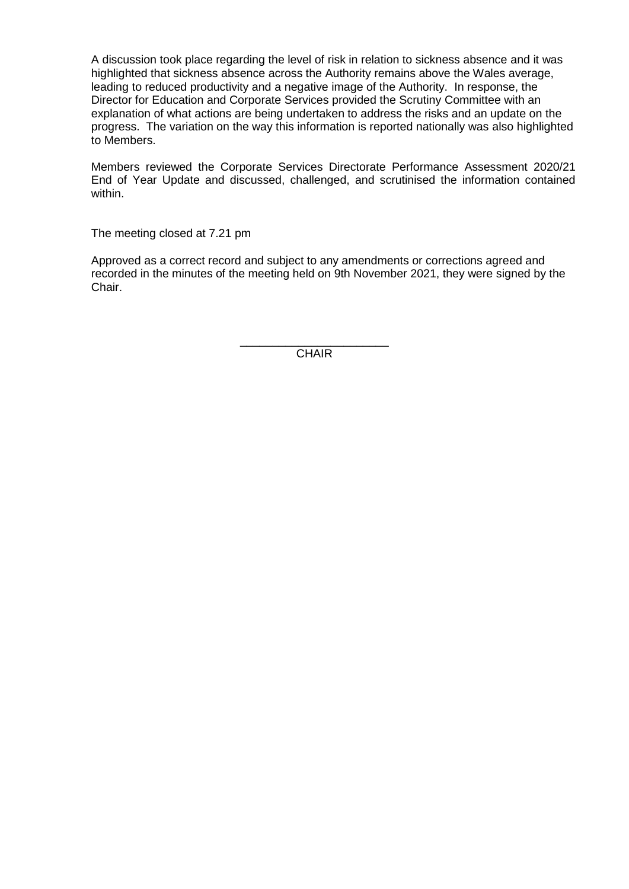A discussion took place regarding the level of risk in relation to sickness absence and it was highlighted that sickness absence across the Authority remains above the Wales average, leading to reduced productivity and a negative image of the Authority. In response, the Director for Education and Corporate Services provided the Scrutiny Committee with an explanation of what actions are being undertaken to address the risks and an update on the progress. The variation on the way this information is reported nationally was also highlighted to Members.

Members reviewed the Corporate Services Directorate Performance Assessment 2020/21 End of Year Update and discussed, challenged, and scrutinised the information contained within.

The meeting closed at 7.21 pm

Approved as a correct record and subject to any amendments or corrections agreed and recorded in the minutes of the meeting held on 9th November 2021, they were signed by the Chair.

_______________________

CHAIR